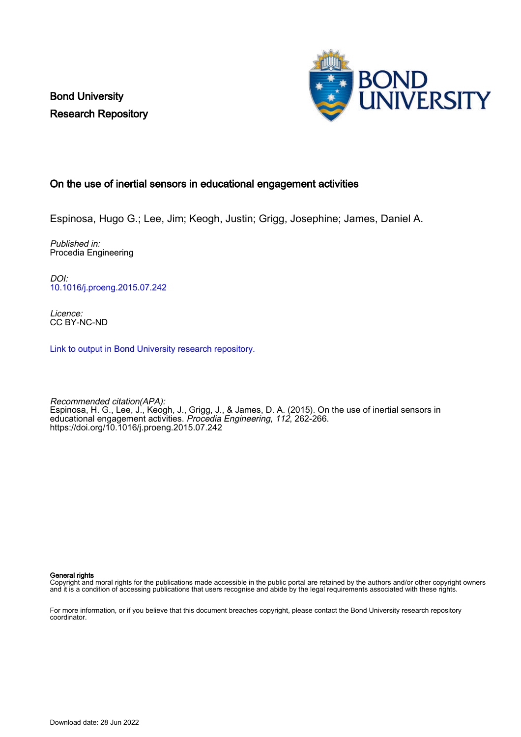Bond University
Research Repository

## On the use of inertial sensors in educational engagement activities

Espinosa, Hugo G.; Lee, Jim; Keogh, Justin; Grigg, Josephine; James, Daniel A.

*Published in:*
Procedia Engineering

*DOI:*
10.1016/j.proeng.2015.07.242

*Licence:*
CC BY-NC-ND

Link to output in Bond University research repository.

*Recommended citation(APA):*
Espinosa, H. G., Lee, J., Keogh, J., Grigg, J., & James, D. A. (2015). On the use of inertial sensors in educational engagement activities. *Procedia Engineering*, *112*, 262-266. https://doi.org/10.1016/j.proeng.2015.07.242

**General rights**
Copyright and moral rights for the publications made accessible in the public portal are retained by the authors and/or other copyright owners and it is a condition of accessing publications that users recognise and abide by the legal requirements associated with these rights.

For more information, or if you believe that this document breaches copyright, please contact the Bond University research repository coordinator.

Download date: 28 Jun 2022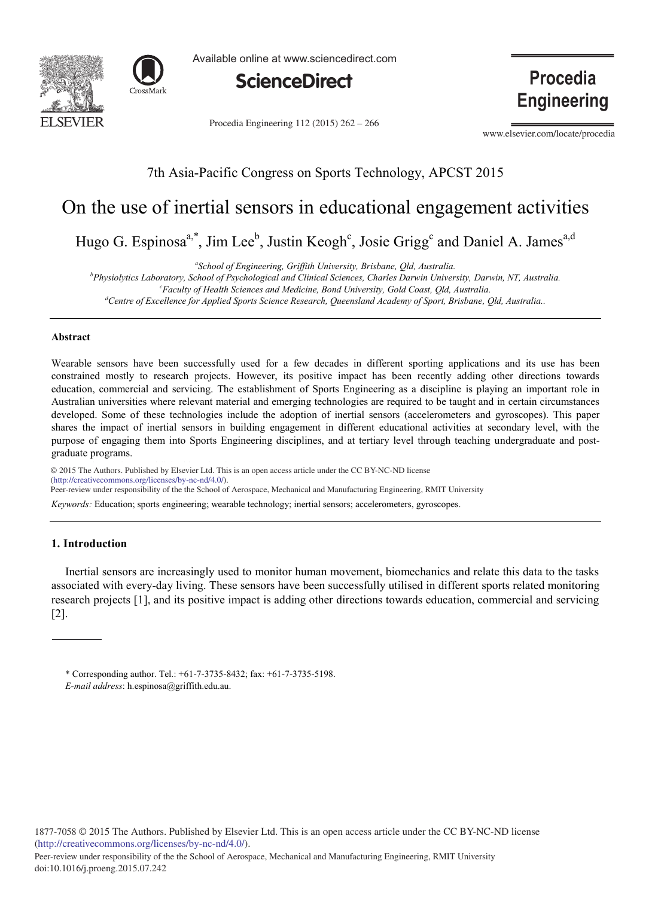## 7th Asia-Pacific Congress on Sports Technology, APCST 2015

# On the use of inertial sensors in educational engagement activities

Hugo G. Espinosa[a,*], Jim Lee[b], Justin Keogh[c], Josie Grigg[c] and Daniel A. James[a,d]

[a]*School of Engineering, Griffith University, Brisbane, Qld, Australia.*
[b]*Physiolytics Laboratory, School of Psychological and Clinical Sciences, Charles Darwin University, Darwin, NT, Australia.*
[c]*Faculty of Health Sciences and Medicine, Bond University, Gold Coast, Qld, Australia.*
[d]*Centre of Excellence for Applied Sports Science Research, Queensland Academy of Sport, Brisbane, Qld, Australia..*

### Abstract

Wearable sensors have been successfully used for a few decades in different sporting applications and its use has been constrained mostly to research projects. However, its positive impact has been recently adding other directions towards education, commercial and servicing. The establishment of Sports Engineering as a discipline is playing an important role in Australian universities where relevant material and emerging technologies are required to be taught and in certain circumstances developed. Some of these technologies include the adoption of inertial sensors (accelerometers and gyroscopes). This paper shares the impact of inertial sensors in building engagement in different educational activities at secondary level, with the purpose of engaging them into Sports Engineering disciplines, and at tertiary level through teaching undergraduate and post-graduate programs.

© 2015 The Authors. Published by Elsevier Ltd. This is an open access article under the CC BY-NC-ND license (http://creativecommons.org/licenses/by-nc-nd/4.0/).
Peer-review under responsibility of the the School of Aerospace, Mechanical and Manufacturing Engineering, RMIT University

*Keywords:* Education; sports engineering; wearable technology; inertial sensors; accelerometers, gyroscopes.

## 1. Introduction

Inertial sensors are increasingly used to monitor human movement, biomechanics and relate this data to the tasks associated with every-day living. These sensors have been successfully utilised in different sports related monitoring research projects [1], and its positive impact is adding other directions towards education, commercial and servicing [2].

\* Corresponding author. Tel.: +61-7-3735-8432; fax: +61-7-3735-5198.
*E-mail address*: h.espinosa@griffith.edu.au.

1877-7058 © 2015 The Authors. Published by Elsevier Ltd. This is an open access article under the CC BY-NC-ND license (http://creativecommons.org/licenses/by-nc-nd/4.0/).
Peer-review under responsibility of the the School of Aerospace, Mechanical and Manufacturing Engineering, RMIT University
doi:10.1016/j.proeng.2015.07.242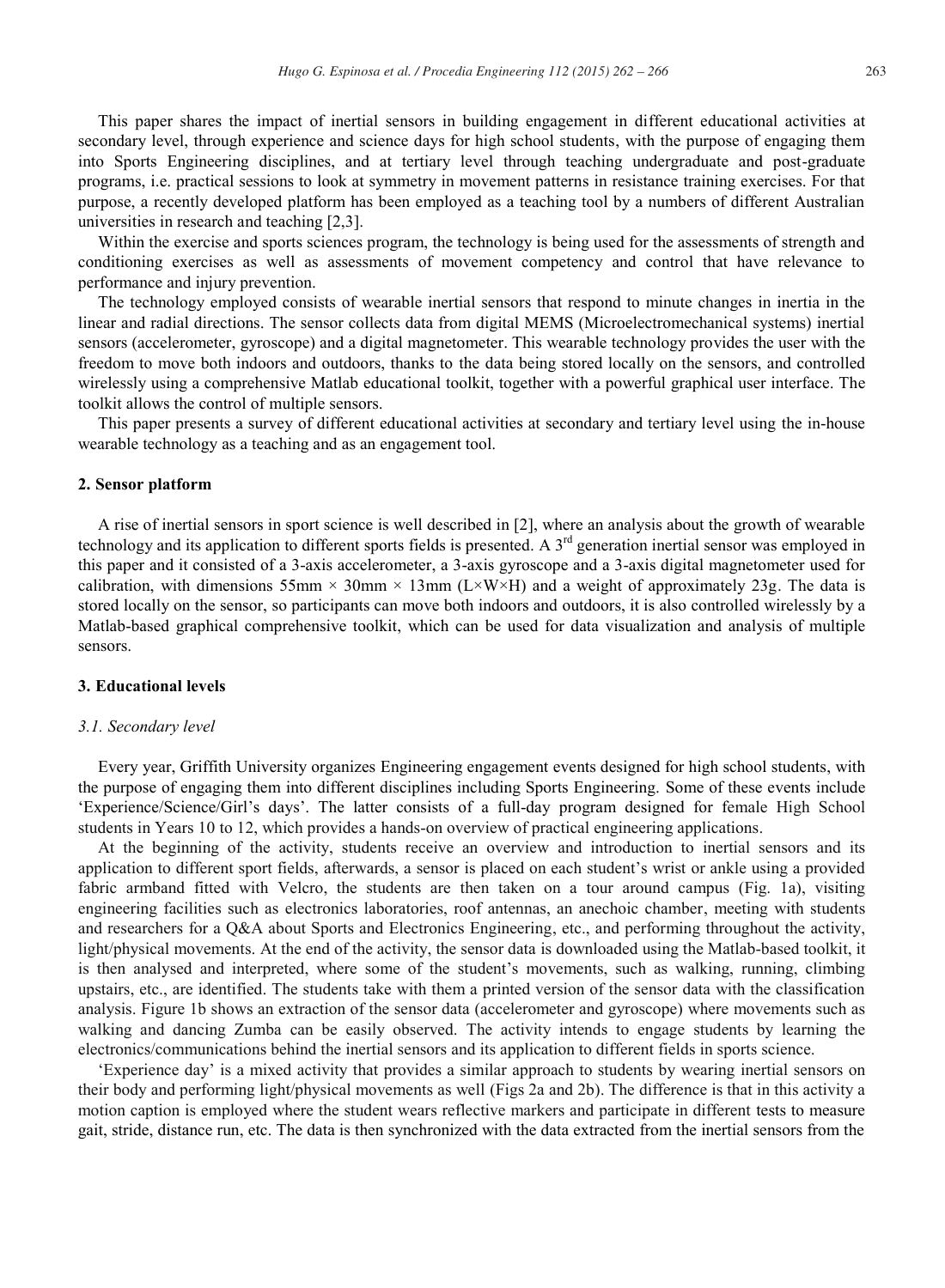This paper shares the impact of inertial sensors in building engagement in different educational activities at secondary level, through experience and science days for high school students, with the purpose of engaging them into Sports Engineering disciplines, and at tertiary level through teaching undergraduate and post-graduate programs, i.e. practical sessions to look at symmetry in movement patterns in resistance training exercises. For that purpose, a recently developed platform has been employed as a teaching tool by a numbers of different Australian universities in research and teaching [2,3].

Within the exercise and sports sciences program, the technology is being used for the assessments of strength and conditioning exercises as well as assessments of movement competency and control that have relevance to performance and injury prevention.

The technology employed consists of wearable inertial sensors that respond to minute changes in inertia in the linear and radial directions. The sensor collects data from digital MEMS (Microelectromechanical systems) inertial sensors (accelerometer, gyroscope) and a digital magnetometer. This wearable technology provides the user with the freedom to move both indoors and outdoors, thanks to the data being stored locally on the sensors, and controlled wirelessly using a comprehensive Matlab educational toolkit, together with a powerful graphical user interface. The toolkit allows the control of multiple sensors.

This paper presents a survey of different educational activities at secondary and tertiary level using the in-house wearable technology as a teaching and as an engagement tool.

## 2. Sensor platform

A rise of inertial sensors in sport science is well described in [2], where an analysis about the growth of wearable technology and its application to different sports fields is presented. A 3rd generation inertial sensor was employed in this paper and it consisted of a 3-axis accelerometer, a 3-axis gyroscope and a 3-axis digital magnetometer used for calibration, with dimensions 55mm × 30mm × 13mm (L×W×H) and a weight of approximately 23g. The data is stored locally on the sensor, so participants can move both indoors and outdoors, it is also controlled wirelessly by a Matlab-based graphical comprehensive toolkit, which can be used for data visualization and analysis of multiple sensors.

## 3. Educational levels

### *3.1. Secondary level*

Every year, Griffith University organizes Engineering engagement events designed for high school students, with the purpose of engaging them into different disciplines including Sports Engineering. Some of these events include 'Experience/Science/Girl's days'. The latter consists of a full-day program designed for female High School students in Years 10 to 12, which provides a hands-on overview of practical engineering applications.

At the beginning of the activity, students receive an overview and introduction to inertial sensors and its application to different sport fields, afterwards, a sensor is placed on each student's wrist or ankle using a provided fabric armband fitted with Velcro, the students are then taken on a tour around campus (Fig. 1a), visiting engineering facilities such as electronics laboratories, roof antennas, an anechoic chamber, meeting with students and researchers for a Q&A about Sports and Electronics Engineering, etc., and performing throughout the activity, light/physical movements. At the end of the activity, the sensor data is downloaded using the Matlab-based toolkit, it is then analysed and interpreted, where some of the student's movements, such as walking, running, climbing upstairs, etc., are identified. The students take with them a printed version of the sensor data with the classification analysis. Figure 1b shows an extraction of the sensor data (accelerometer and gyroscope) where movements such as walking and dancing Zumba can be easily observed. The activity intends to engage students by learning the electronics/communications behind the inertial sensors and its application to different fields in sports science.

'Experience day' is a mixed activity that provides a similar approach to students by wearing inertial sensors on their body and performing light/physical movements as well (Figs 2a and 2b). The difference is that in this activity a motion caption is employed where the student wears reflective markers and participate in different tests to measure gait, stride, distance run, etc. The data is then synchronized with the data extracted from the inertial sensors from the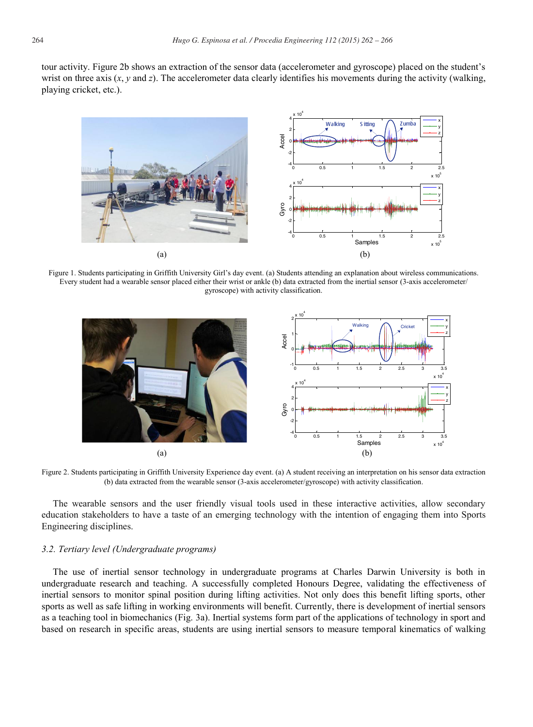tour activity. Figure 2b shows an extraction of the sensor data (accelerometer and gyroscope) placed on the student's wrist on three axis ($x$, $y$ and $z$). The accelerometer data clearly identifies his movements during the activity (walking, playing cricket, etc.).

Figure 1. Students participating in Griffith University Girl's day event. (a) Students attending an explanation about wireless communications. Every student had a wearable sensor placed either their wrist or ankle (b) data extracted from the inertial sensor (3-axis accelerometer/ gyroscope) with activity classification.

Figure 2. Students participating in Griffith University Experience day event. (a) A student receiving an interpretation on his sensor data extraction (b) data extracted from the wearable sensor (3-axis accelerometer/gyroscope) with activity classification.

The wearable sensors and the user friendly visual tools used in these interactive activities, allow secondary education stakeholders to have a taste of an emerging technology with the intention of engaging them into Sports Engineering disciplines.

### *3.2. Tertiary level (Undergraduate programs)*

The use of inertial sensor technology in undergraduate programs at Charles Darwin University is both in undergraduate research and teaching. A successfully completed Honours Degree, validating the effectiveness of inertial sensors to monitor spinal position during lifting activities. Not only does this benefit lifting sports, other sports as well as safe lifting in working environments will benefit. Currently, there is development of inertial sensors as a teaching tool in biomechanics (Fig. 3a). Inertial systems form part of the applications of technology in sport and based on research in specific areas, students are using inertial sensors to measure temporal kinematics of walking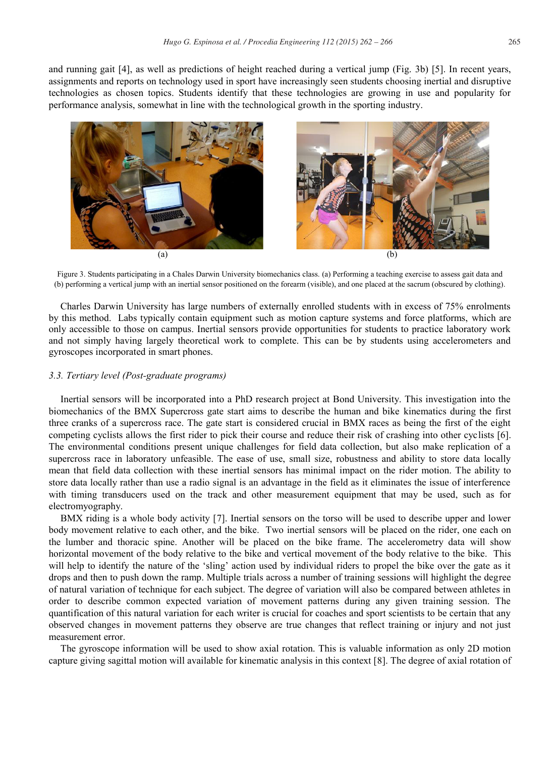and running gait [4], as well as predictions of height reached during a vertical jump (Fig. 3b) [5]. In recent years, assignments and reports on technology used in sport have increasingly seen students choosing inertial and disruptive technologies as chosen topics. Students identify that these technologies are growing in use and popularity for performance analysis, somewhat in line with the technological growth in the sporting industry.

Figure 3. Students participating in a Chales Darwin University biomechanics class. (a) Performing a teaching exercise to assess gait data and (b) performing a vertical jump with an inertial sensor positioned on the forearm (visible), and one placed at the sacrum (obscured by clothing).

Charles Darwin University has large numbers of externally enrolled students with in excess of 75% enrolments by this method. Labs typically contain equipment such as motion capture systems and force platforms, which are only accessible to those on campus. Inertial sensors provide opportunities for students to practice laboratory work and not simply having largely theoretical work to complete. This can be by students using accelerometers and gyroscopes incorporated in smart phones.

### 3.3. Tertiary level (Post-graduate programs)

Inertial sensors will be incorporated into a PhD research project at Bond University. This investigation into the biomechanics of the BMX Supercross gate start aims to describe the human and bike kinematics during the first three cranks of a supercross race. The gate start is considered crucial in BMX races as being the first of the eight competing cyclists allows the first rider to pick their course and reduce their risk of crashing into other cyclists [6]. The environmental conditions present unique challenges for field data collection, but also make replication of a supercross race in laboratory unfeasible. The ease of use, small size, robustness and ability to store data locally mean that field data collection with these inertial sensors has minimal impact on the rider motion. The ability to store data locally rather than use a radio signal is an advantage in the field as it eliminates the issue of interference with timing transducers used on the track and other measurement equipment that may be used, such as for electromyography.

BMX riding is a whole body activity [7]. Inertial sensors on the torso will be used to describe upper and lower body movement relative to each other, and the bike. Two inertial sensors will be placed on the rider, one each on the lumber and thoracic spine. Another will be placed on the bike frame. The accelerometry data will show horizontal movement of the body relative to the bike and vertical movement of the body relative to the bike. This will help to identify the nature of the 'sling' action used by individual riders to propel the bike over the gate as it drops and then to push down the ramp. Multiple trials across a number of training sessions will highlight the degree of natural variation of technique for each subject. The degree of variation will also be compared between athletes in order to describe common expected variation of movement patterns during any given training session. The quantification of this natural variation for each writer is crucial for coaches and sport scientists to be certain that any observed changes in movement patterns they observe are true changes that reflect training or injury and not just measurement error.

The gyroscope information will be used to show axial rotation. This is valuable information as only 2D motion capture giving sagittal motion will available for kinematic analysis in this context [8]. The degree of axial rotation of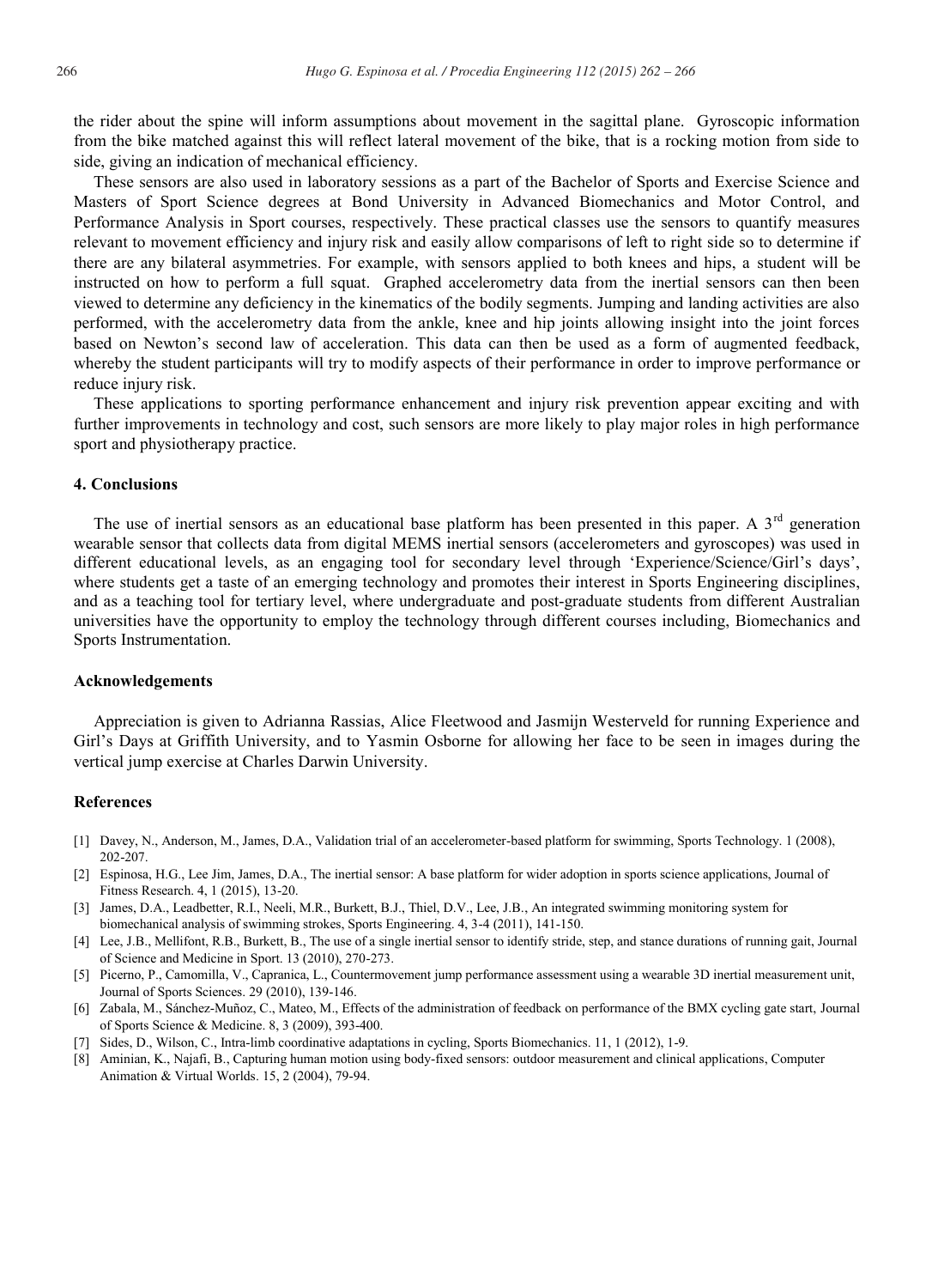the rider about the spine will inform assumptions about movement in the sagittal plane. Gyroscopic information from the bike matched against this will reflect lateral movement of the bike, that is a rocking motion from side to side, giving an indication of mechanical efficiency.

These sensors are also used in laboratory sessions as a part of the Bachelor of Sports and Exercise Science and Masters of Sport Science degrees at Bond University in Advanced Biomechanics and Motor Control, and Performance Analysis in Sport courses, respectively. These practical classes use the sensors to quantify measures relevant to movement efficiency and injury risk and easily allow comparisons of left to right side so to determine if there are any bilateral asymmetries. For example, with sensors applied to both knees and hips, a student will be instructed on how to perform a full squat. Graphed accelerometry data from the inertial sensors can then been viewed to determine any deficiency in the kinematics of the bodily segments. Jumping and landing activities are also performed, with the accelerometry data from the ankle, knee and hip joints allowing insight into the joint forces based on Newton's second law of acceleration. This data can then be used as a form of augmented feedback, whereby the student participants will try to modify aspects of their performance in order to improve performance or reduce injury risk.

These applications to sporting performance enhancement and injury risk prevention appear exciting and with further improvements in technology and cost, such sensors are more likely to play major roles in high performance sport and physiotherapy practice.

## 4. Conclusions

The use of inertial sensors as an educational base platform has been presented in this paper. A 3rd generation wearable sensor that collects data from digital MEMS inertial sensors (accelerometers and gyroscopes) was used in different educational levels, as an engaging tool for secondary level through 'Experience/Science/Girl's days', where students get a taste of an emerging technology and promotes their interest in Sports Engineering disciplines, and as a teaching tool for tertiary level, where undergraduate and post-graduate students from different Australian universities have the opportunity to employ the technology through different courses including, Biomechanics and Sports Instrumentation.

## Acknowledgements

Appreciation is given to Adrianna Rassias, Alice Fleetwood and Jasmijn Westerveld for running Experience and Girl's Days at Griffith University, and to Yasmin Osborne for allowing her face to be seen in images during the vertical jump exercise at Charles Darwin University.

## References

[1] Davey, N., Anderson, M., James, D.A., Validation trial of an accelerometer-based platform for swimming, Sports Technology. 1 (2008), 202-207.

[2] Espinosa, H.G., Lee Jim, James, D.A., The inertial sensor: A base platform for wider adoption in sports science applications, Journal of Fitness Research. 4, 1 (2015), 13-20.

[3] James, D.A., Leadbetter, R.I., Neeli, M.R., Burkett, B.J., Thiel, D.V., Lee, J.B., An integrated swimming monitoring system for biomechanical analysis of swimming strokes, Sports Engineering. 4, 3-4 (2011), 141-150.

[4] Lee, J.B., Mellifont, R.B., Burkett, B., The use of a single inertial sensor to identify stride, step, and stance durations of running gait, Journal of Science and Medicine in Sport. 13 (2010), 270-273.

[5] Picerno, P., Camomilla, V., Capranica, L., Countermovement jump performance assessment using a wearable 3D inertial measurement unit, Journal of Sports Sciences. 29 (2010), 139-146.

[6] Zabala, M., Sánchez-Muñoz, C., Mateo, M., Effects of the administration of feedback on performance of the BMX cycling gate start, Journal of Sports Science & Medicine. 8, 3 (2009), 393-400.

[7] Sides, D., Wilson, C., Intra-limb coordinative adaptations in cycling, Sports Biomechanics. 11, 1 (2012), 1-9.

[8] Aminian, K., Najafi, B., Capturing human motion using body-fixed sensors: outdoor measurement and clinical applications, Computer Animation & Virtual Worlds. 15, 2 (2004), 79-94.